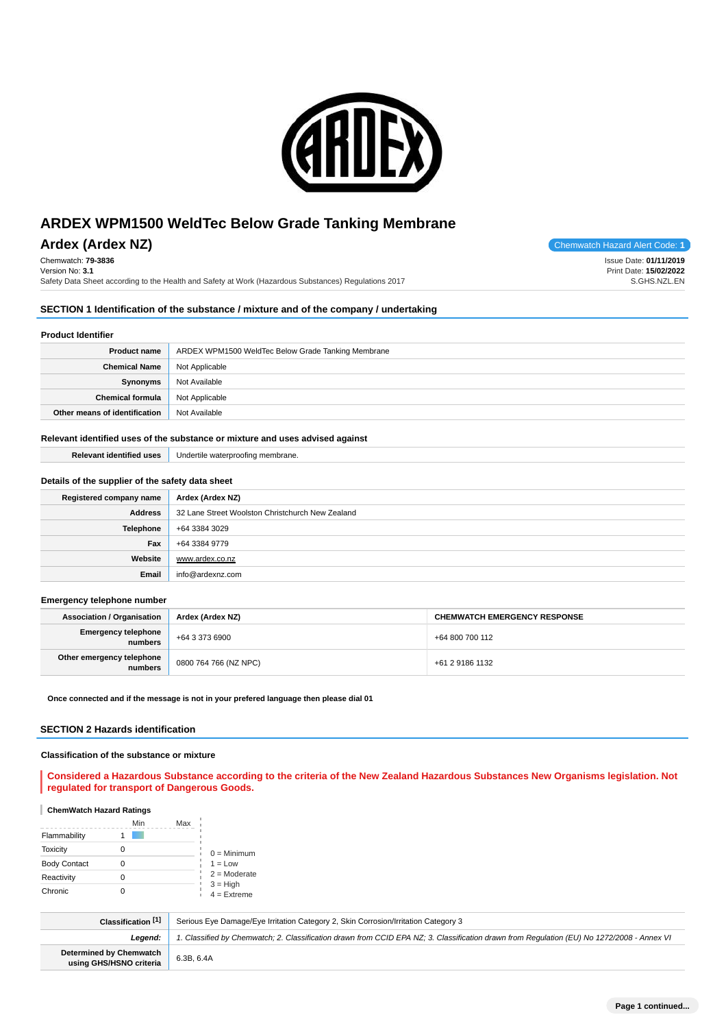# ARDEX WPM1500 WeldTec Below Grade Tanking Membrane

## Ardex (Ardex NZ)

Chemwatch Hazard Alert Code: **1**

Chemwatch: **79-3836**
Version No: **3.1**
Safety Data Sheet according to the Health and Safety at Work (Hazardous Substances) Regulations 2017

Issue Date: **01/11/2019**
Print Date: **15/02/2022**
S.GHS.NZL.EN

## SECTION 1 Identification of the substance / mixture and of the company / undertaking

### Product Identifier

| | |
|---|---|
| **Product name** | ARDEX WPM1500 WeldTec Below Grade Tanking Membrane |
| **Chemical Name** | Not Applicable |
| **Synonyms** | Not Available |
| **Chemical formula** | Not Applicable |
| **Other means of identification** | Not Available |

### Relevant identified uses of the substance or mixture and uses advised against

| | |
|---|---|
| **Relevant identified uses** | Undertile waterproofing membrane. |

### Details of the supplier of the safety data sheet

| | |
|---|---|
| **Registered company name** | Ardex (Ardex NZ) |
| **Address** | 32 Lane Street Woolston Christchurch New Zealand |
| **Telephone** | +64 3384 3029 |
| **Fax** | +64 3384 9779 |
| **Website** | www.ardex.co.nz |
| **Email** | info@ardexnz.com |

### Emergency telephone number

| **Association / Organisation** | **Ardex (Ardex NZ)** | **CHEMWATCH EMERGENCY RESPONSE** |
|---|---|---|
| **Emergency telephone numbers** | +64 3 373 6900 | +64 800 700 112 |
| **Other emergency telephone numbers** | 0800 764 766 (NZ NPC) | +61 2 9186 1132 |

**Once connected and if the message is not in your prefered language then please dial 01**

## SECTION 2 Hazards identification

### Classification of the substance or mixture

**Considered a Hazardous Substance according to the criteria of the New Zealand Hazardous Substances New Organisms legislation. Not regulated for transport of Dangerous Goods.**

**ChemWatch Hazard Ratings**

| | Min | Max |
|---|---|---|
| Flammability | 1 | |
| Toxicity | 0 | |
| Body Contact | 0 | |
| Reactivity | 0 | |
| Chronic | 0 | |

0 = Minimum
1 = Low
2 = Moderate
3 = High
4 = Extreme

| | |
|---|---|
| **Classification [1]** | Serious Eye Damage/Eye Irritation Category 2, Skin Corrosion/Irritation Category 3 |
| ***Legend:*** | *1. Classified by Chemwatch; 2. Classification drawn from CCID EPA NZ; 3. Classification drawn from Regulation (EU) No 1272/2008 - Annex VI* |
| **Determined by Chemwatch using GHS/HSNO criteria** | 6.3B, 6.4A |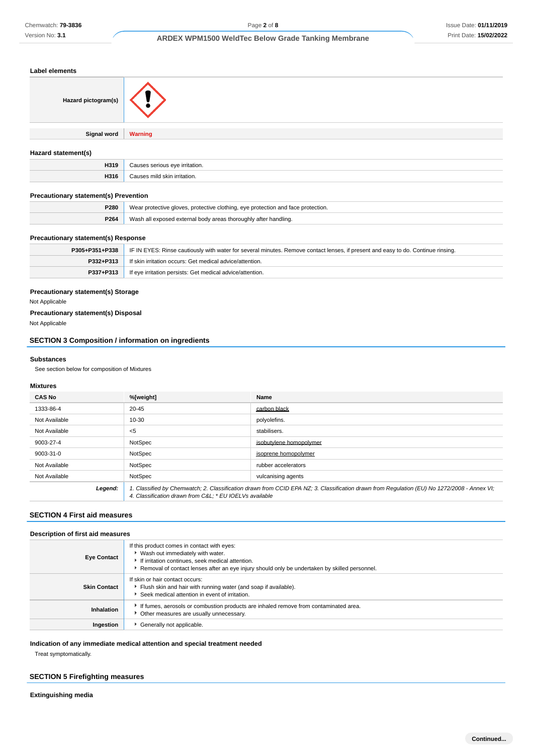### Label elements

| | |
|---|---|
| **Hazard pictogram(s)** | |
| **Signal word** | **Warning** |

### Hazard statement(s)

| | |
|---|---|
| **H319** | Causes serious eye irritation. |
| **H316** | Causes mild skin irritation. |

### Precautionary statement(s) Prevention

| | |
|---|---|
| **P280** | Wear protective gloves, protective clothing, eye protection and face protection. |
| **P264** | Wash all exposed external body areas thoroughly after handling. |

### Precautionary statement(s) Response

| | |
|---|---|
| **P305+P351+P338** | IF IN EYES: Rinse cautiously with water for several minutes. Remove contact lenses, if present and easy to do. Continue rinsing. |
| **P332+P313** | If skin irritation occurs: Get medical advice/attention. |
| **P337+P313** | If eye irritation persists: Get medical advice/attention. |

### Precautionary statement(s) Storage

Not Applicable

### Precautionary statement(s) Disposal

Not Applicable

## SECTION 3 Composition / information on ingredients

### Substances

See section below for composition of Mixtures

### Mixtures

| CAS No | %[weight] | Name |
|---|---|---|
| 1333-86-4 | 20-45 | carbon black |
| Not Available | 10-30 | polyolefins. |
| Not Available | <5 | stabilisers. |
| 9003-27-4 | NotSpec | isobutylene homopolymer |
| 9003-31-0 | NotSpec | isoprene homopolymer |
| Not Available | NotSpec | rubber accelerators |
| Not Available | NotSpec | vulcanising agents |
| ***Legend:*** | *1. Classified by Chemwatch; 2. Classification drawn from CCID EPA NZ; 3. Classification drawn from Regulation (EU) No 1272/2008 - Annex VI; 4. Classification drawn from C&L; * EU IOELVs available* | |

## SECTION 4 First aid measures

### Description of first aid measures

| | |
|---|---|
| **Eye Contact** | If this product comes in contact with the eyes:<br>▸ Wash out immediately with water.<br>▸ If irritation continues, seek medical attention.<br>▸ Removal of contact lenses after an eye injury should only be undertaken by skilled personnel. |
| **Skin Contact** | If skin or hair contact occurs:<br>▸ Flush skin and hair with running water (and soap if available).<br>▸ Seek medical attention in event of irritation. |
| **Inhalation** | ▸ If fumes, aerosols or combustion products are inhaled remove from contaminated area.<br>▸ Other measures are usually unnecessary. |
| **Ingestion** | ▸ Generally not applicable. |

### Indication of any immediate medical attention and special treatment needed

Treat symptomatically.

## SECTION 5 Firefighting measures

### Extinguishing media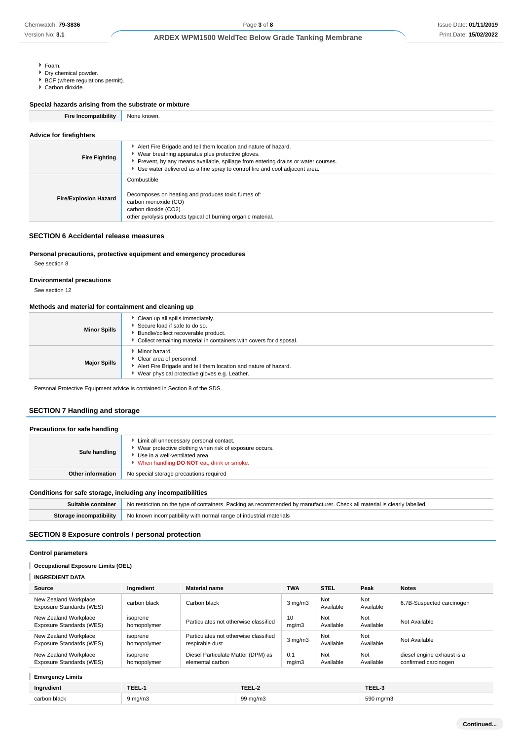- Foam.
- Dry chemical powder.
- BCF (where regulations permit).
- Carbon dioxide.

### Special hazards arising from the substrate or mixture

| | |
|---|---|
| **Fire Incompatibility** | None known. |

### Advice for firefighters

| | |
|---|---|
| **Fire Fighting** | - Alert Fire Brigade and tell them location and nature of hazard.<br>- Wear breathing apparatus plus protective gloves.<br>- Prevent, by any means available, spillage from entering drains or water courses.<br>- Use water delivered as a fine spray to control fire and cool adjacent area. |
| **Fire/Explosion Hazard** | Combustible<br><br>Decomposes on heating and produces toxic fumes of:<br>carbon monoxide (CO)<br>carbon dioxide (CO2)<br>other pyrolysis products typical of burning organic material. |

## SECTION 6 Accidental release measures

### Personal precautions, protective equipment and emergency procedures

See section 8

### Environmental precautions

See section 12

### Methods and material for containment and cleaning up

| | |
|---|---|
| **Minor Spills** | - Clean up all spills immediately.<br>- Secure load if safe to do so.<br>- Bundle/collect recoverable product.<br>- Collect remaining material in containers with covers for disposal. |
| **Major Spills** | - Minor hazard.<br>- Clear area of personnel.<br>- Alert Fire Brigade and tell them location and nature of hazard.<br>- Wear physical protective gloves e.g. Leather. |

Personal Protective Equipment advice is contained in Section 8 of the SDS.

## SECTION 7 Handling and storage

### Precautions for safe handling

| | |
|---|---|
| **Safe handling** | - Limit all unnecessary personal contact.<br>- Wear protective clothing when risk of exposure occurs.<br>- Use in a well-ventilated area.<br>- When handling **DO NOT** eat, drink or smoke. |
| **Other information** | No special storage precautions required |

### Conditions for safe storage, including any incompatibilities

| | |
|---|---|
| **Suitable container** | No restriction on the type of containers. Packing as recommended by manufacturer. Check all material is clearly labelled. |
| **Storage incompatibility** | No known incompatibility with normal range of industrial materials |

## SECTION 8 Exposure controls / personal protection

### Control parameters

#### Occupational Exposure Limits (OEL)

#### INGREDIENT DATA

| Source | Ingredient | Material name | TWA | STEL | Peak | Notes |
|---|---|---|---|---|---|---|
| New Zealand Workplace Exposure Standards (WES) | carbon black | Carbon black | 3 mg/m3 | Not Available | Not Available | 6.7B-Suspected carcinogen |
| New Zealand Workplace Exposure Standards (WES) | isoprene homopolymer | Particulates not otherwise classified | 10 mg/m3 | Not Available | Not Available | Not Available |
| New Zealand Workplace Exposure Standards (WES) | isoprene homopolymer | Particulates not otherwise classified respirable dust | 3 mg/m3 | Not Available | Not Available | Not Available |
| New Zealand Workplace Exposure Standards (WES) | isoprene homopolymer | Diesel Particulate Matter (DPM) as elemental carbon | 0.1 mg/m3 | Not Available | Not Available | diesel engine exhaust is a confirmed carcinogen |

#### Emergency Limits

| Ingredient | TEEL-1 | TEEL-2 | TEEL-3 |
|---|---|---|---|
| carbon black | 9 mg/m3 | 99 mg/m3 | 590 mg/m3 |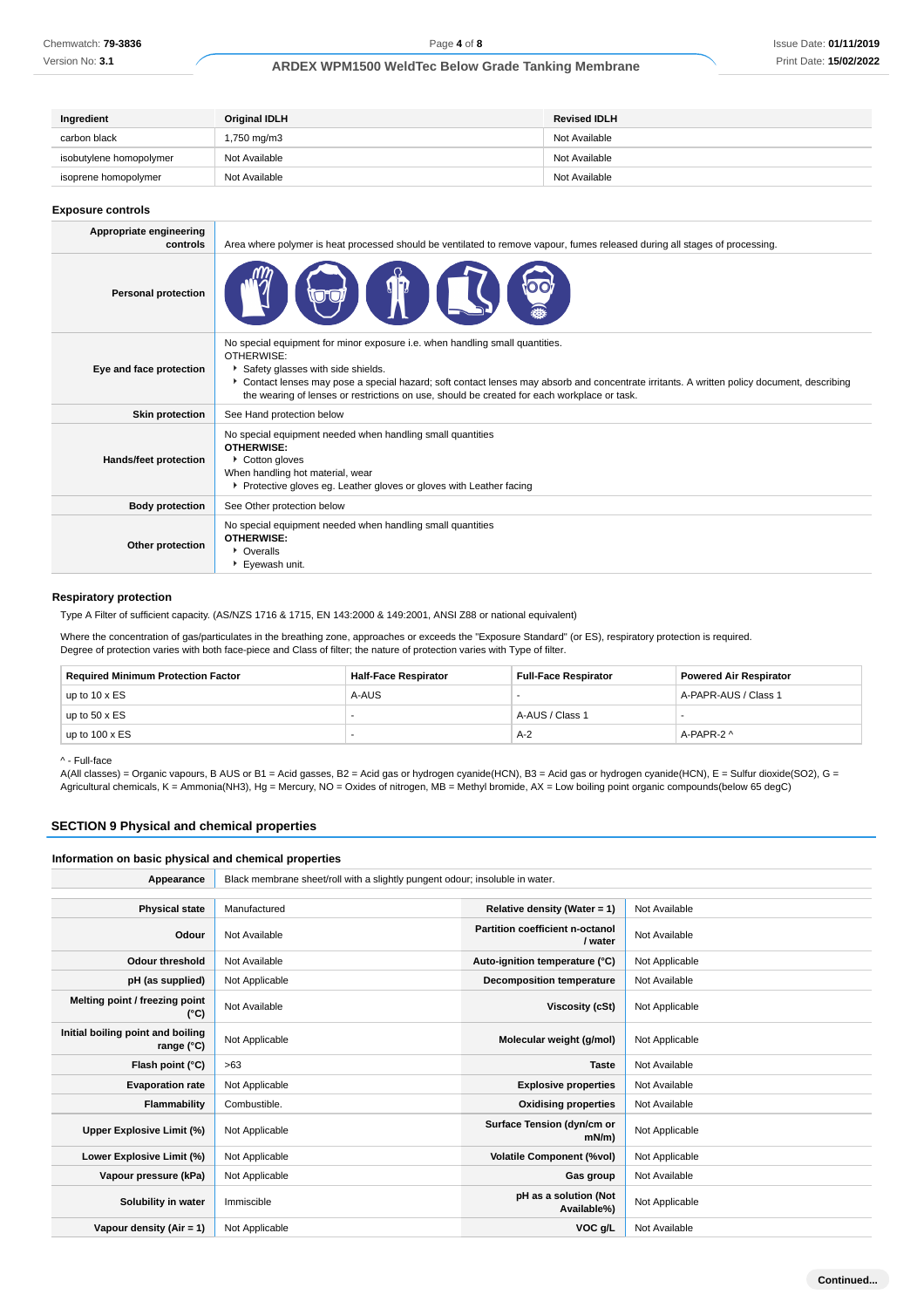| Ingredient | Original IDLH | Revised IDLH |
|---|---|---|
| carbon black | 1,750 mg/m3 | Not Available |
| isobutylene homopolymer | Not Available | Not Available |
| isoprene homopolymer | Not Available | Not Available |

### Exposure controls

| | |
|---|---|
| **Appropriate engineering controls** | Area where polymer is heat processed should be ventilated to remove vapour, fumes released during all stages of processing. |
| **Personal protection** | |
| **Eye and face protection** | No special equipment for minor exposure i.e. when handling small quantities.<br>OTHERWISE:<br>‣ Safety glasses with side shields.<br>‣ Contact lenses may pose a special hazard; soft contact lenses may absorb and concentrate irritants. A written policy document, describing the wearing of lenses or restrictions on use, should be created for each workplace or task. |
| **Skin protection** | See Hand protection below |
| **Hands/feet protection** | No special equipment needed when handling small quantities<br>**OTHERWISE:**<br>‣ Cotton gloves<br>When handling hot material, wear<br>‣ Protective gloves eg. Leather gloves or gloves with Leather facing |
| **Body protection** | See Other protection below |
| **Other protection** | No special equipment needed when handling small quantities<br>**OTHERWISE:**<br>‣ Overalls<br>‣ Eyewash unit. |

### Respiratory protection

Type A Filter of sufficient capacity. (AS/NZS 1716 & 1715, EN 143:2000 & 149:2001, ANSI Z88 or national equivalent)

Where the concentration of gas/particulates in the breathing zone, approaches or exceeds the "Exposure Standard" (or ES), respiratory protection is required.
Degree of protection varies with both face-piece and Class of filter; the nature of protection varies with Type of filter.

| Required Minimum Protection Factor | Half-Face Respirator | Full-Face Respirator | Powered Air Respirator |
|---|---|---|---|
| up to 10 x ES | A-AUS | - | A-PAPR-AUS / Class 1 |
| up to 50 x ES | - | A-AUS / Class 1 | - |
| up to 100 x ES | - | A-2 | A-PAPR-2 ^ |

^ - Full-face
A(All classes) = Organic vapours, B AUS or B1 = Acid gasses, B2 = Acid gas or hydrogen cyanide(HCN), B3 = Acid gas or hydrogen cyanide(HCN), E = Sulfur dioxide(SO2), G = Agricultural chemicals, K = Ammonia(NH3), Hg = Mercury, NO = Oxides of nitrogen, MB = Methyl bromide, AX = Low boiling point organic compounds(below 65 degC)

## SECTION 9 Physical and chemical properties

### Information on basic physical and chemical properties

| | | | |
|---|---|---|---|
| **Appearance** | Black membrane sheet/roll with a slightly pungent odour; insoluble in water. | | |
| **Physical state** | Manufactured | **Relative density (Water = 1)** | Not Available |
| **Odour** | Not Available | **Partition coefficient n-octanol / water** | Not Available |
| **Odour threshold** | Not Available | **Auto-ignition temperature (°C)** | Not Applicable |
| **pH (as supplied)** | Not Applicable | **Decomposition temperature** | Not Available |
| **Melting point / freezing point (°C)** | Not Available | **Viscosity (cSt)** | Not Applicable |
| **Initial boiling point and boiling range (°C)** | Not Applicable | **Molecular weight (g/mol)** | Not Applicable |
| **Flash point (°C)** | >63 | **Taste** | Not Available |
| **Evaporation rate** | Not Applicable | **Explosive properties** | Not Available |
| **Flammability** | Combustible. | **Oxidising properties** | Not Available |
| **Upper Explosive Limit (%)** | Not Applicable | **Surface Tension (dyn/cm or mN/m)** | Not Applicable |
| **Lower Explosive Limit (%)** | Not Applicable | **Volatile Component (%vol)** | Not Applicable |
| **Vapour pressure (kPa)** | Not Applicable | **Gas group** | Not Available |
| **Solubility in water** | Immiscible | **pH as a solution (Not Available%)** | Not Applicable |
| **Vapour density (Air = 1)** | Not Applicable | **VOC g/L** | Not Available |

**Continued...**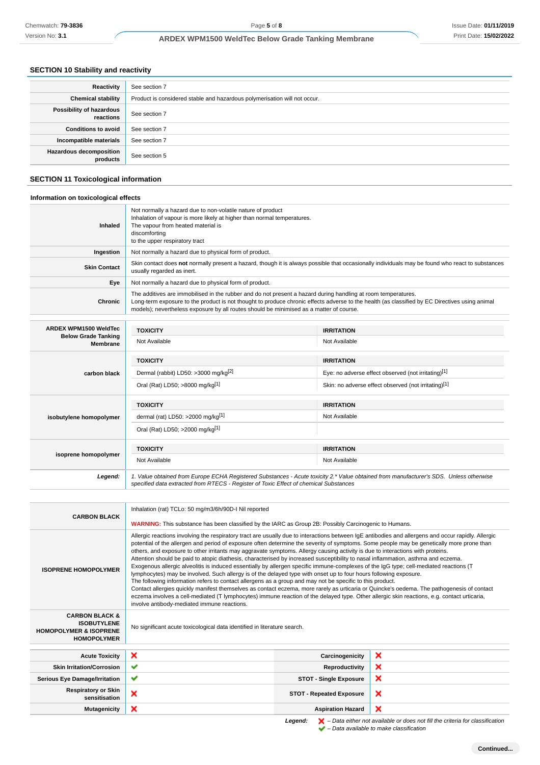## SECTION 10 Stability and reactivity

| | |
|---|---|
| **Reactivity** | See section 7 |
| **Chemical stability** | Product is considered stable and hazardous polymerisation will not occur. |
| **Possibility of hazardous reactions** | See section 7 |
| **Conditions to avoid** | See section 7 |
| **Incompatible materials** | See section 7 |
| **Hazardous decomposition products** | See section 5 |

## SECTION 11 Toxicological information

### Information on toxicological effects

| | |
|---|---|
| **Inhaled** | Not normally a hazard due to non-volatile nature of product<br>Inhalation of vapour is more likely at higher than normal temperatures.<br>The vapour from heated material is<br>discomforting<br>to the upper respiratory tract |
| **Ingestion** | Not normally a hazard due to physical form of product. |
| **Skin Contact** | Skin contact does **not** normally present a hazard, though it is always possible that occasionally individuals may be found who react to substances usually regarded as inert. |
| **Eye** | Not normally a hazard due to physical form of product. |
| **Chronic** | The additives are immobilised in the rubber and do not present a hazard during handling at room temperatures.<br>Long-term exposure to the product is not thought to produce chronic effects adverse to the health (as classified by EC Directives using animal models); nevertheless exposure by all routes should be minimised as a matter of course. |

| | TOXICITY | IRRITATION |
|---|---|---|
| **ARDEX WPM1500 WeldTec Below Grade Tanking Membrane** | Not Available | Not Available |
| **carbon black** | **TOXICITY** | **IRRITATION** |
| | Dermal (rabbit) LD50: >3000 mg/kg[2] | Eye: no adverse effect observed (not irritating)[1] |
| | Oral (Rat) LD50; >8000 mg/kg[1] | Skin: no adverse effect observed (not irritating)[1] |
| **isobutylene homopolymer** | **TOXICITY** | **IRRITATION** |
| | dermal (rat) LD50: >2000 mg/kg[1] | Not Available |
| | Oral (Rat) LD50; >2000 mg/kg[1] | |
| **isoprene homopolymer** | **TOXICITY** | **IRRITATION** |
| | Not Available | Not Available |
| ***Legend:*** | *1. Value obtained from Europe ECHA Registered Substances - Acute toxicity 2.\* Value obtained from manufacturer's SDS. Unless otherwise specified data extracted from RTECS - Register of Toxic Effect of chemical Substances* | |

| | |
|---|---|
| **CARBON BLACK** | Inhalation (rat) TCLo: 50 mg/m3/6h/90D-I Nil reported<br><br>**WARNING:** This substance has been classified by the IARC as Group 2B: Possibly Carcinogenic to Humans. |
| **ISOPRENE HOMOPOLYMER** | Allergic reactions involving the respiratory tract are usually due to interactions between IgE antibodies and allergens and occur rapidly. Allergic potential of the allergen and period of exposure often determine the severity of symptoms. Some people may be genetically more prone than others, and exposure to other irritants may aggravate symptoms. Allergy causing activity is due to interactions with proteins.<br>Attention should be paid to atopic diathesis, characterised by increased susceptibility to nasal inflammation, asthma and eczema.<br>Exogenous allergic alveolitis is induced essentially by allergen specific immune-complexes of the IgG type; cell-mediated reactions (T lymphocytes) may be involved. Such allergy is of the delayed type with onset up to four hours following exposure.<br>The following information refers to contact allergens as a group and may not be specific to this product.<br>Contact allergies quickly manifest themselves as contact eczema, more rarely as urticaria or Quincke's oedema. The pathogenesis of contact eczema involves a cell-mediated (T lymphocytes) immune reaction of the delayed type. Other allergic skin reactions, e.g. contact urticaria, involve antibody-mediated immune reactions. |
| **CARBON BLACK & ISOBUTYLENE HOMOPOLYMER & ISOPRENE HOMOPOLYMER** | No significant acute toxicological data identified in literature search. |

| | | | |
|---|---|---|---|
| **Acute Toxicity** | ❌ | **Carcinogenicity** | ❌ |
| **Skin Irritation/Corrosion** | ✔ | **Reproductivity** | ❌ |
| **Serious Eye Damage/Irritation** | ✔ | **STOT - Single Exposure** | ❌ |
| **Respiratory or Skin sensitisation** | ❌ | **STOT - Repeated Exposure** | ❌ |
| **Mutagenicity** | ❌ | **Aspiration Hazard** | ❌ |

***Legend:*** ❌ *– Data either not available or does not fill the criteria for classification*
✔ *– Data available to make classification*

**Continued...**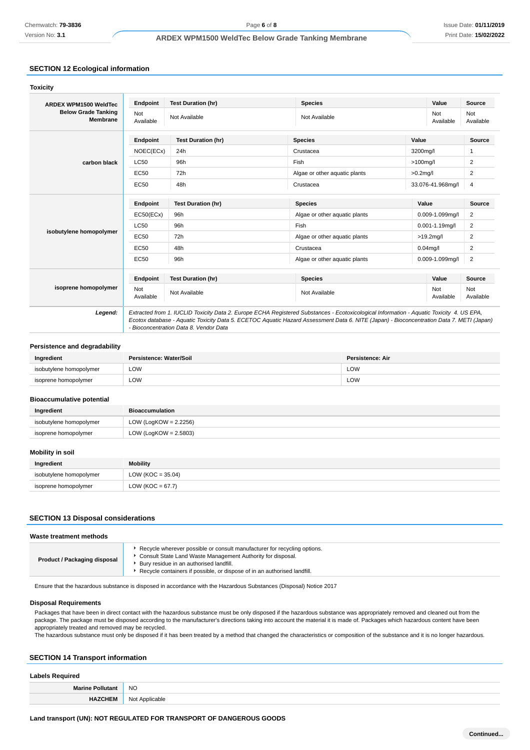## SECTION 12 Ecological information

### Toxicity

| ARDEX WPM1500 WeldTec Below Grade Tanking Membrane | Endpoint | Test Duration (hr) | Species | Value | Source |
|---|---|---|---|---|---|
| | Not Available | Not Available | Not Available | Not Available | Not Available |

| carbon black | Endpoint | Test Duration (hr) | Species | Value | Source |
|---|---|---|---|---|---|
| | NOEC(ECx) | 24h | Crustacea | 3200mg/l | 1 |
| | LC50 | 96h | Fish | >100mg/l | 2 |
| | EC50 | 72h | Algae or other aquatic plants | >0.2mg/l | 2 |
| | EC50 | 48h | Crustacea | 33.076-41.968mg/l | 4 |

| isobutylene homopolymer | Endpoint | Test Duration (hr) | Species | Value | Source |
|---|---|---|---|---|---|
| | EC50(ECx) | 96h | Algae or other aquatic plants | 0.009-1.099mg/l | 2 |
| | LC50 | 96h | Fish | 0.001-1.19mg/l | 2 |
| | EC50 | 72h | Algae or other aquatic plants | >19.2mg/l | 2 |
| | EC50 | 48h | Crustacea | 0.04mg/l | 2 |
| | EC50 | 96h | Algae or other aquatic plants | 0.009-1.099mg/l | 2 |

| isoprene homopolymer | Endpoint | Test Duration (hr) | Species | Value | Source |
|---|---|---|---|---|---|
| | Not Available | Not Available | Not Available | Not Available | Not Available |

***Legend:*** *Extracted from 1. IUCLID Toxicity Data 2. Europe ECHA Registered Substances - Ecotoxicological Information - Aquatic Toxicity 4. US EPA, Ecotox database - Aquatic Toxicity Data 5. ECETOC Aquatic Hazard Assessment Data 6. NITE (Japan) - Bioconcentration Data 7. METI (Japan) - Bioconcentration Data 8. Vendor Data*

### Persistence and degradability

| Ingredient | Persistence: Water/Soil | Persistence: Air |
|---|---|---|
| isobutylene homopolymer | LOW | LOW |
| isoprene homopolymer | LOW | LOW |

### Bioaccumulative potential

| Ingredient | Bioaccumulation |
|---|---|
| isobutylene homopolymer | LOW (LogKOW = 2.2256) |
| isoprene homopolymer | LOW (LogKOW = 2.5803) |

### Mobility in soil

| Ingredient | Mobility |
|---|---|
| isobutylene homopolymer | LOW (KOC = 35.04) |
| isoprene homopolymer | LOW (KOC = 67.7) |

## SECTION 13 Disposal considerations

### Waste treatment methods

| Product / Packaging disposal | - Recycle wherever possible or consult manufacturer for recycling options.<br>- Consult State Land Waste Management Authority for disposal.<br>- Bury residue in an authorised landfill.<br>- Recycle containers if possible, or dispose of in an authorised landfill. |
|---|---|

Ensure that the hazardous substance is disposed in accordance with the Hazardous Substances (Disposal) Notice 2017

### Disposal Requirements

Packages that have been in direct contact with the hazardous substance must be only disposed if the hazardous substance was appropriately removed and cleaned out from the package. The package must be disposed according to the manufacturer's directions taking into account the material it is made of. Packages which hazardous content have been appropriately treated and removed may be recycled.
The hazardous substance must only be disposed if it has been treated by a method that changed the characteristics or composition of the substance and it is no longer hazardous.

## SECTION 14 Transport information

### Labels Required

| Marine Pollutant | NO |
|---|---|
| HAZCHEM | Not Applicable |

**Land transport (UN): NOT REGULATED FOR TRANSPORT OF DANGEROUS GOODS**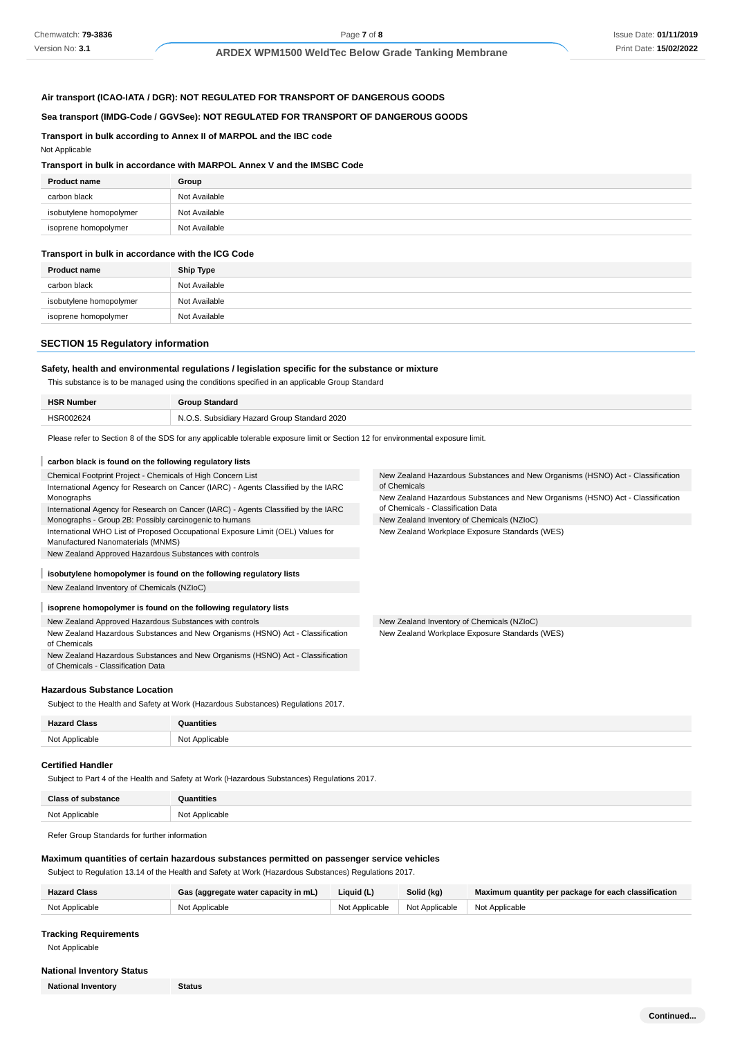**Air transport (ICAO-IATA / DGR): NOT REGULATED FOR TRANSPORT OF DANGEROUS GOODS**

**Sea transport (IMDG-Code / GGVSee): NOT REGULATED FOR TRANSPORT OF DANGEROUS GOODS**

**Transport in bulk according to Annex II of MARPOL and the IBC code**

Not Applicable

**Transport in bulk in accordance with MARPOL Annex V and the IMSBC Code**

| Product name | Group |
|---|---|
| carbon black | Not Available |
| isobutylene homopolymer | Not Available |
| isoprene homopolymer | Not Available |

**Transport in bulk in accordance with the ICG Code**

| Product name | Ship Type |
|---|---|
| carbon black | Not Available |
| isobutylene homopolymer | Not Available |
| isoprene homopolymer | Not Available |

## SECTION 15 Regulatory information

**Safety, health and environmental regulations / legislation specific for the substance or mixture**

This substance is to be managed using the conditions specified in an applicable Group Standard

| HSR Number | Group Standard |
|---|---|
| HSR002624 | N.O.S. Subsidiary Hazard Group Standard 2020 |

Please refer to Section 8 of the SDS for any applicable tolerable exposure limit or Section 12 for environmental exposure limit.

**carbon black is found on the following regulatory lists**

- Chemical Footprint Project - Chemicals of High Concern List
- International Agency for Research on Cancer (IARC) - Agents Classified by the IARC Monographs
- International Agency for Research on Cancer (IARC) - Agents Classified by the IARC Monographs - Group 2B: Possibly carcinogenic to humans
- International WHO List of Proposed Occupational Exposure Limit (OEL) Values for Manufactured Nanomaterials (MNMS)
- New Zealand Approved Hazardous Substances with controls
- New Zealand Hazardous Substances and New Organisms (HSNO) Act - Classification of Chemicals
- New Zealand Hazardous Substances and New Organisms (HSNO) Act - Classification of Chemicals - Classification Data
- New Zealand Inventory of Chemicals (NZIoC)
- New Zealand Workplace Exposure Standards (WES)

**isobutylene homopolymer is found on the following regulatory lists**

- New Zealand Inventory of Chemicals (NZIoC)

**isoprene homopolymer is found on the following regulatory lists**

- New Zealand Approved Hazardous Substances with controls
- New Zealand Hazardous Substances and New Organisms (HSNO) Act - Classification of Chemicals
- New Zealand Hazardous Substances and New Organisms (HSNO) Act - Classification of Chemicals - Classification Data
- New Zealand Inventory of Chemicals (NZIoC)
- New Zealand Workplace Exposure Standards (WES)

**Hazardous Substance Location**

Subject to the Health and Safety at Work (Hazardous Substances) Regulations 2017.

| Hazard Class | Quantities |
|---|---|
| Not Applicable | Not Applicable |

**Certified Handler**

Subject to Part 4 of the Health and Safety at Work (Hazardous Substances) Regulations 2017.

| Class of substance | Quantities |
|---|---|
| Not Applicable | Not Applicable |

Refer Group Standards for further information

**Maximum quantities of certain hazardous substances permitted on passenger service vehicles**

Subject to Regulation 13.14 of the Health and Safety at Work (Hazardous Substances) Regulations 2017.

| Hazard Class | Gas (aggregate water capacity in mL) | Liquid (L) | Solid (kg) | Maximum quantity per package for each classification |
|---|---|---|---|---|
| Not Applicable | Not Applicable | Not Applicable | Not Applicable | Not Applicable |

**Tracking Requirements**

Not Applicable

**National Inventory Status**

| National Inventory | Status |
|---|---|

Continued...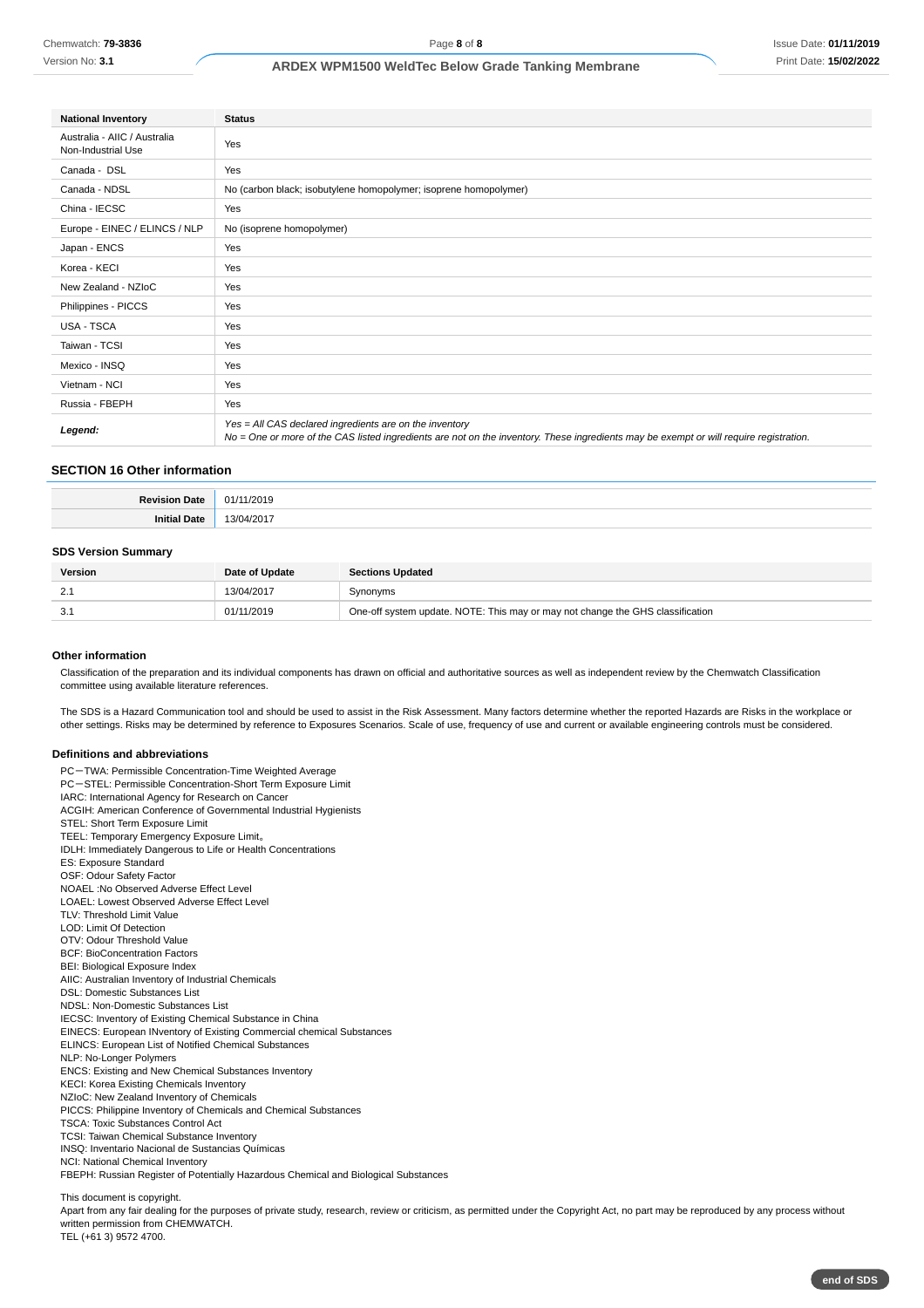| National Inventory | Status |
|---|---|
| Australia - AIIC / Australia Non-Industrial Use | Yes |
| Canada - DSL | Yes |
| Canada - NDSL | No (carbon black; isobutylene homopolymer; isoprene homopolymer) |
| China - IECSC | Yes |
| Europe - EINEC / ELINCS / NLP | No (isoprene homopolymer) |
| Japan - ENCS | Yes |
| Korea - KECI | Yes |
| New Zealand - NZIoC | Yes |
| Philippines - PICCS | Yes |
| USA - TSCA | Yes |
| Taiwan - TCSI | Yes |
| Mexico - INSQ | Yes |
| Vietnam - NCI | Yes |
| Russia - FBEPH | Yes |
| ***Legend:*** | *Yes = All CAS declared ingredients are on the inventory*<br>*No = One or more of the CAS listed ingredients are not on the inventory. These ingredients may be exempt or will require registration.* |

## SECTION 16 Other information

| | |
|---|---|
| **Revision Date** | 01/11/2019 |
| **Initial Date** | 13/04/2017 |

### SDS Version Summary

| Version | Date of Update | Sections Updated |
|---|---|---|
| 2.1 | 13/04/2017 | Synonyms |
| 3.1 | 01/11/2019 | One-off system update. NOTE: This may or may not change the GHS classification |

### Other information

Classification of the preparation and its individual components has drawn on official and authoritative sources as well as independent review by the Chemwatch Classification committee using available literature references.

The SDS is a Hazard Communication tool and should be used to assist in the Risk Assessment. Many factors determine whether the reported Hazards are Risks in the workplace or other settings. Risks may be determined by reference to Exposures Scenarios. Scale of use, frequency of use and current or available engineering controls must be considered.

### Definitions and abbreviations

PC－TWA: Permissible Concentration-Time Weighted Average
PC－STEL: Permissible Concentration-Short Term Exposure Limit
IARC: International Agency for Research on Cancer
ACGIH: American Conference of Governmental Industrial Hygienists
STEL: Short Term Exposure Limit
TEEL: Temporary Emergency Exposure Limit。
IDLH: Immediately Dangerous to Life or Health Concentrations
ES: Exposure Standard
OSF: Odour Safety Factor
NOAEL :No Observed Adverse Effect Level
LOAEL: Lowest Observed Adverse Effect Level
TLV: Threshold Limit Value
LOD: Limit Of Detection
OTV: Odour Threshold Value
BCF: BioConcentration Factors
BEI: Biological Exposure Index
AIIC: Australian Inventory of Industrial Chemicals
DSL: Domestic Substances List
NDSL: Non-Domestic Substances List
IECSC: Inventory of Existing Chemical Substance in China
EINECS: European INventory of Existing Commercial chemical Substances
ELINCS: European List of Notified Chemical Substances
NLP: No-Longer Polymers
ENCS: Existing and New Chemical Substances Inventory
KECI: Korea Existing Chemicals Inventory
NZIoC: New Zealand Inventory of Chemicals
PICCS: Philippine Inventory of Chemicals and Chemical Substances
TSCA: Toxic Substances Control Act
TCSI: Taiwan Chemical Substance Inventory
INSQ: Inventario Nacional de Sustancias Químicas
NCI: National Chemical Inventory
FBEPH: Russian Register of Potentially Hazardous Chemical and Biological Substances

This document is copyright.
Apart from any fair dealing for the purposes of private study, research, review or criticism, as permitted under the Copyright Act, no part may be reproduced by any process without written permission from CHEMWATCH.
TEL (+61 3) 9572 4700.

end of SDS